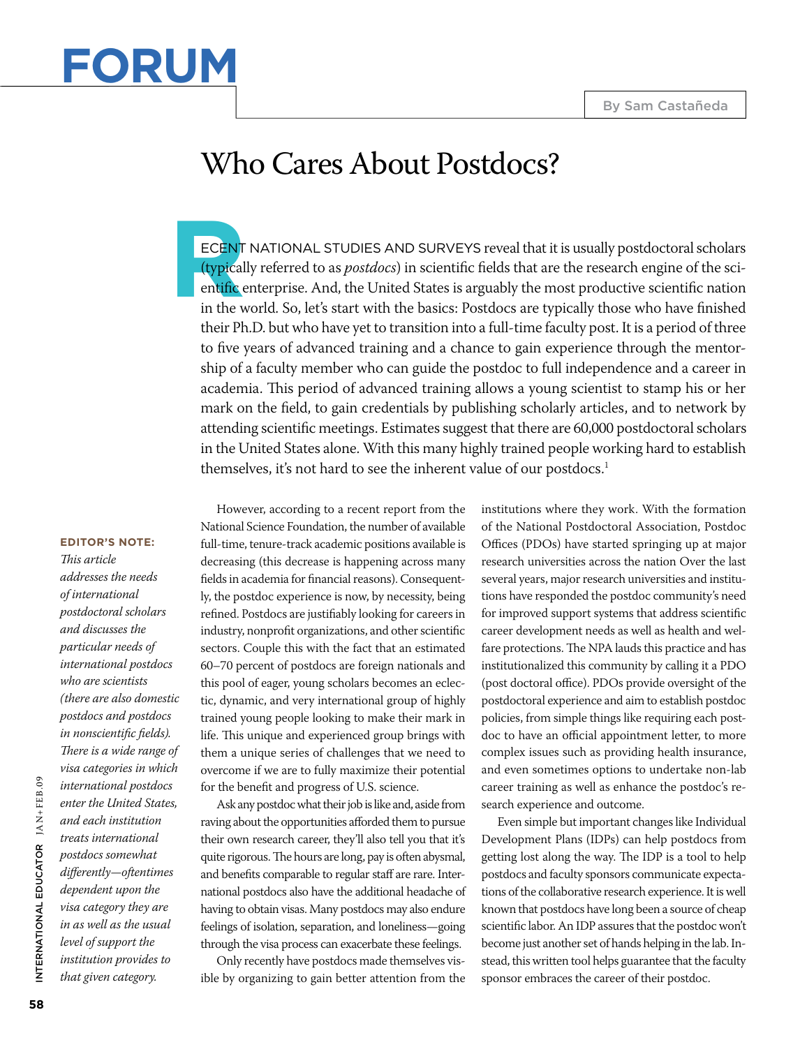# FORUM

By Sam Castañeda

## Who Cares About Postdocs?

RECENT NATIONAL STUDIES AND SURVEYS reveal that it is usually postdoctoral scholars (typically referred to as *postdocs*) in scientific fields that are the research engine of the scientific enterprise. And, the United States is arguably the most productive scientific nation in the world. So, let's start with the basics: Postdocs are typically those who have finished their Ph.D. but who have yet to transition into a full-time faculty post. It is a period of three to five years of advanced training and a chance to gain experience through the mentorship of a faculty member who can guide the postdoc to full independence and a career in academia. This period of advanced training allows a young scientist to stamp his or her mark on the field, to gain credentials by publishing scholarly articles, and to network by attending scientific meetings. Estimates suggest that there are 60,000 postdoctoral scholars in the United States alone. With this many highly trained people working hard to establish themselves, it's not hard to see the inherent value of our postdocs.[1]

**EDITOR'S NOTE:** *This article addresses the needs of international postdoctoral scholars and discusses the particular needs of international postdocs who are scientists (there are also domestic postdocs and postdocs in nonscientific fields). There is a wide range of visa categories in which international postdocs enter the United States, and each institution treats international postdocs somewhat differently—oftentimes dependent upon the visa category they are in as well as the usual level of support the institution provides to that given category.*

However, according to a recent report from the National Science Foundation, the number of available full-time, tenure-track academic positions available is decreasing (this decrease is happening across many fields in academia for financial reasons). Consequently, the postdoc experience is now, by necessity, being refined. Postdocs are justifiably looking for careers in industry, nonprofit organizations, and other scientific sectors. Couple this with the fact that an estimated 60–70 percent of postdocs are foreign nationals and this pool of eager, young scholars becomes an eclectic, dynamic, and very international group of highly trained young people looking to make their mark in life. This unique and experienced group brings with them a unique series of challenges that we need to overcome if we are to fully maximize their potential for the benefit and progress of U.S. science.

Ask any postdoc what their job is like and, aside from raving about the opportunities afforded them to pursue their own research career, they'll also tell you that it's quite rigorous. The hours are long, pay is often abysmal, and benefits comparable to regular staff are rare. International postdocs also have the additional headache of having to obtain visas. Many postdocs may also endure feelings of isolation, separation, and loneliness—going through the visa process can exacerbate these feelings.

Only recently have postdocs made themselves visible by organizing to gain better attention from the institutions where they work. With the formation of the National Postdoctoral Association, Postdoc Offices (PDOs) have started springing up at major research universities across the nation Over the last several years, major research universities and institutions have responded the postdoc community's need for improved support systems that address scientific career development needs as well as health and welfare protections. The NPA lauds this practice and has institutionalized this community by calling it a PDO (post doctoral office). PDOs provide oversight of the postdoctoral experience and aim to establish postdoc policies, from simple things like requiring each postdoc to have an official appointment letter, to more complex issues such as providing health insurance, and even sometimes options to undertake non-lab career training as well as enhance the postdoc's research experience and outcome.

Even simple but important changes like Individual Development Plans (IDPs) can help postdocs from getting lost along the way. The IDP is a tool to help postdocs and faculty sponsors communicate expectations of the collaborative research experience. It is well known that postdocs have long been a source of cheap scientific labor. An IDP assures that the postdoc won't become just another set of hands helping in the lab. Instead, this written tool helps guarantee that the faculty sponsor embraces the career of their postdoc.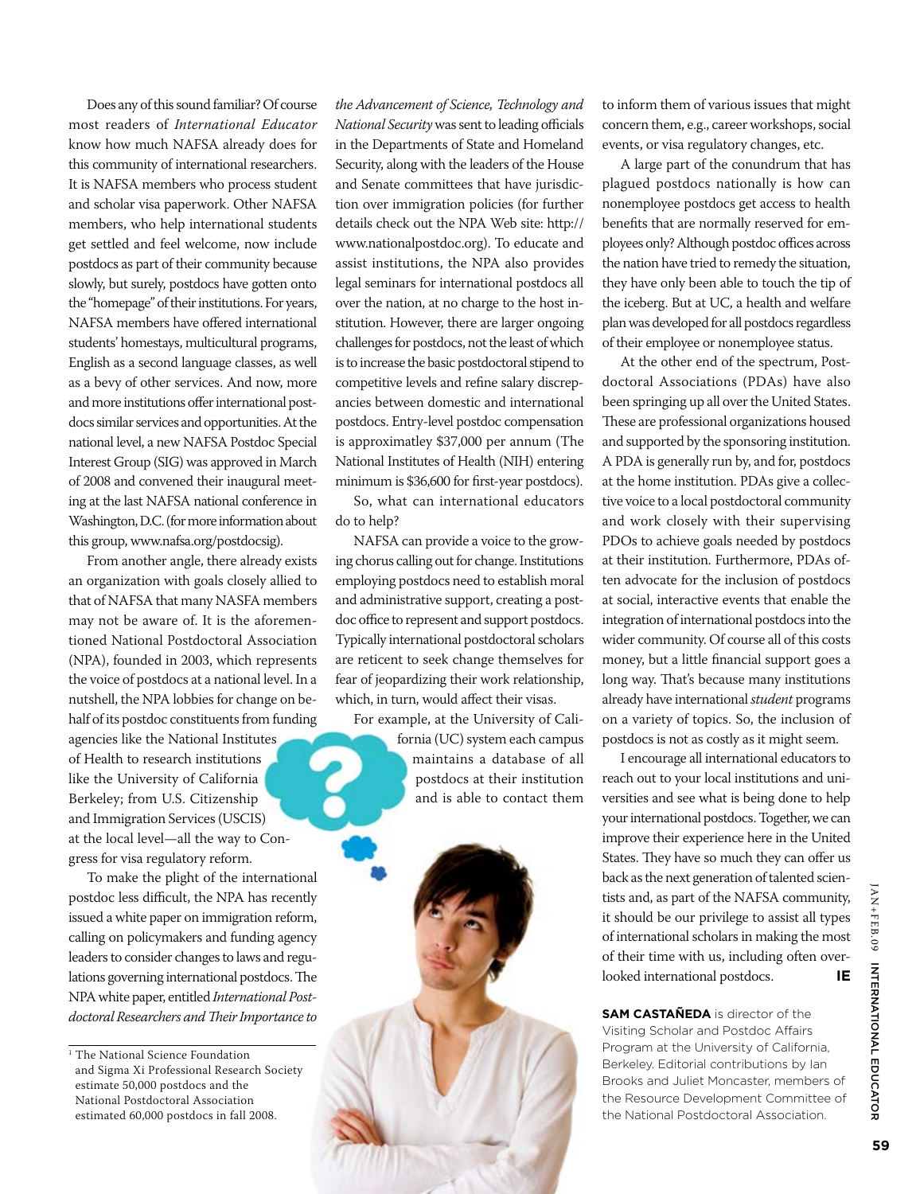Does any of this sound familiar? Of course most readers of *International Educator* know how much NAFSA already does for this community of international researchers. It is NAFSA members who process student and scholar visa paperwork. Other NAFSA members, who help international students get settled and feel welcome, now include postdocs as part of their community because slowly, but surely, postdocs have gotten onto the "homepage" of their institutions. For years, NAFSA members have offered international students' homestays, multicultural programs, English as a second language classes, as well as a bevy of other services. And now, more and more institutions offer international postdocs similar services and opportunities. At the national level, a new NAFSA Postdoc Special Interest Group (SIG) was approved in March of 2008 and convened their inaugural meeting at the last NAFSA national conference in Washington, D.C. (for more information about this group, www.nafsa.org/postdocsig).

From another angle, there already exists an organization with goals closely allied to that of NAFSA that many NASFA members may not be aware of. It is the aforementioned National Postdoctoral Association (NPA), founded in 2003, which represents the voice of postdocs at a national level. In a nutshell, the NPA lobbies for change on behalf of its postdoc constituents from funding agencies like the National Institutes of Health to research institutions like the University of California Berkeley; from U.S. Citizenship and Immigration Services (USCIS) at the local level—all the way to Congress for visa regulatory reform.

To make the plight of the international postdoc less difficult, the NPA has recently issued a white paper on immigration reform, calling on policymakers and funding agency leaders to consider changes to laws and regulations governing international postdocs. The NPA white paper, entitled *International Postdoctoral Researchers and Their Importance to the Advancement of Science, Technology and National Security* was sent to leading officials in the Departments of State and Homeland Security, along with the leaders of the House and Senate committees that have jurisdiction over immigration policies (for further details check out the NPA Web site: http://www.nationalpostdoc.org). To educate and assist institutions, the NPA also provides legal seminars for international postdocs all over the nation, at no charge to the host institution. However, there are larger ongoing challenges for postdocs, not the least of which is to increase the basic postdoctoral stipend to competitive levels and refine salary discrepancies between domestic and international postdocs. Entry-level postdoc compensation is approximatley $37,000 per annum (The National Institutes of Health (NIH) entering minimum is $36,600 for first-year postdocs).

So, what can international educators do to help?

NAFSA can provide a voice to the growing chorus calling out for change. Institutions employing postdocs need to establish moral and administrative support, creating a postdoc office to represent and support postdocs. Typically international postdoctoral scholars are reticent to seek change themselves for fear of jeopardizing their work relationship, which, in turn, would affect their visas.

For example, at the University of California (UC) system each campus maintains a database of all postdocs at their institution and is able to contact them to inform them of various issues that might concern them, e.g., career workshops, social events, or visa regulatory changes, etc.

A large part of the conundrum that has plagued postdocs nationally is how can nonemployee postdocs get access to health benefits that are normally reserved for employees only? Although postdoc offices across the nation have tried to remedy the situation, they have only been able to touch the tip of the iceberg. But at UC, a health and welfare plan was developed for all postdocs regardless of their employee or nonemployee status.

At the other end of the spectrum, Postdoctoral Associations (PDAs) have also been springing up all over the United States. These are professional organizations housed and supported by the sponsoring institution. A PDA is generally run by, and for, postdocs at the home institution. PDAs give a collective voice to a local postdoctoral community and work closely with their supervising PDOs to achieve goals needed by postdocs at their institution. Furthermore, PDAs often advocate for the inclusion of postdocs at social, interactive events that enable the integration of international postdocs into the wider community. Of course all of this costs money, but a little financial support goes a long way. That's because many institutions already have international *student* programs on a variety of topics. So, the inclusion of postdocs is not as costly as it might seem.

I encourage all international educators to reach out to your local institutions and universities and see what is being done to help your international postdocs. Together, we can improve their experience here in the United States. They have so much they can offer us back as the next generation of talented scientists and, as part of the NAFSA community, it should be our privilege to assist all types of international scholars in making the most of their time with us, including often overlooked international postdocs. **IE**

**SAM CASTAÑEDA** is director of the Visiting Scholar and Postdoc Affairs Program at the University of California, Berkeley. Editorial contributions by Ian Brooks and Juliet Moncaster, members of the Resource Development Committee of the National Postdoctoral Association.

---

[1] The National Science Foundation and Sigma Xi Professional Research Society estimate 50,000 postdocs and the National Postdoctoral Association estimated 60,000 postdocs in fall 2008.